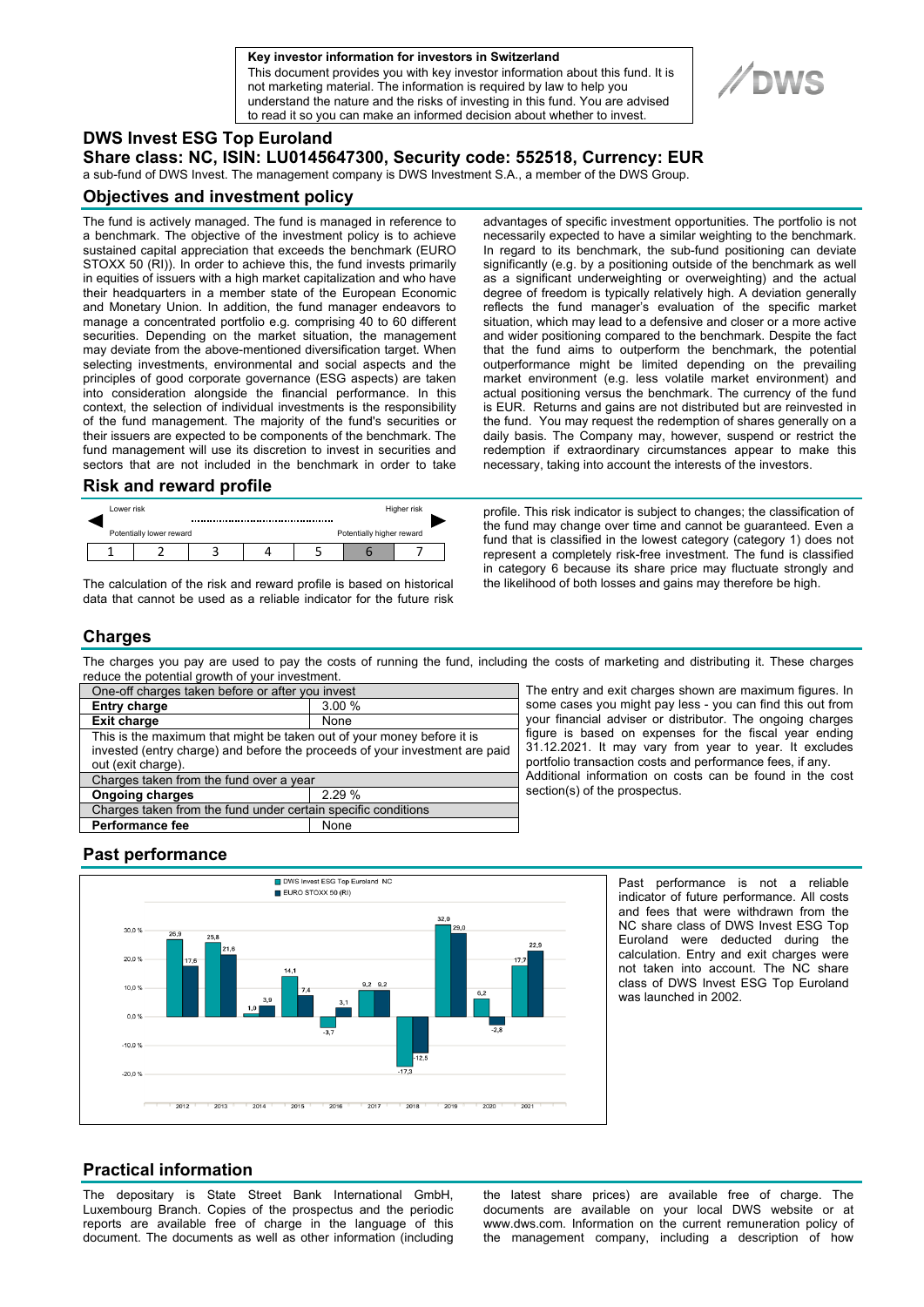**Key investor information for investors in Switzerland**

This document provides you with key investor information about this fund. It is not marketing material. The information is required by law to help you understand the nature and the risks of investing in this fund. You are advised to read it so you can make an informed decision about whether to invest.

# DWS Invest ESG Top Euroland

## Share class: NC, ISIN: LU0145647300, Security code: 552518, Currency: EUR

a sub-fund of DWS Invest. The management company is DWS Investment S.A., a member of the DWS Group.

## Objectives and investment policy

The fund is actively managed. The fund is managed in reference to a benchmark. The objective of the investment policy is to achieve sustained capital appreciation that exceeds the benchmark (EURO STOXX 50 (RI)). In order to achieve this, the fund invests primarily in equities of issuers with a high market capitalization and who have their headquarters in a member state of the European Economic and Monetary Union. In addition, the fund manager endeavors to manage a concentrated portfolio e.g. comprising 40 to 60 different securities. Depending on the market situation, the management may deviate from the above-mentioned diversification target. When selecting investments, environmental and social aspects and the principles of good corporate governance (ESG aspects) are taken into consideration alongside the financial performance. In this context, the selection of individual investments is the responsibility of the fund management. The majority of the fund's securities or their issuers are expected to be components of the benchmark. The fund management will use its discretion to invest in securities and sectors that are not included in the benchmark in order to take advantages of specific investment opportunities. The portfolio is not necessarily expected to have a similar weighting to the benchmark. In regard to its benchmark, the sub-fund positioning can deviate significantly (e.g. by a positioning outside of the benchmark as well as a significant underweighting or overweighting) and the actual degree of freedom is typically relatively high. A deviation generally reflects the fund manager's evaluation of the specific market situation, which may lead to a defensive and closer or a more active and wider positioning compared to the benchmark. Despite the fact that the fund aims to outperform the benchmark, the potential outperformance might be limited depending on the prevailing market environment (e.g. less volatile market environment) and actual positioning versus the benchmark. The currency of the fund is EUR. Returns and gains are not distributed but are reinvested in the fund. You may request the redemption of shares generally on a daily basis. The Company may, however, suspend or restrict the redemption if extraordinary circumstances appear to make this necessary, taking into account the interests of the investors.

## Risk and reward profile

Lower risk — Higher risk

Potentially lower reward — Potentially higher reward

| 1 | 2 | 3 | 4 | 5 | 6 | 7 |
|---|---|---|---|---|---|---|

The calculation of the risk and reward profile is based on historical data that cannot be used as a reliable indicator for the future risk profile. This risk indicator is subject to changes; the classification of the fund may change over time and cannot be guaranteed. Even a fund that is classified in the lowest category (category 1) does not represent a completely risk-free investment. The fund is classified in category 6 because its share price may fluctuate strongly and the likelihood of both losses and gains may therefore be high.

## Charges

The charges you pay are used to pay the costs of running the fund, including the costs of marketing and distributing it. These charges reduce the potential growth of your investment.

| One-off charges taken before or after you invest | |
|---|---|
| **Entry charge** | 3.00 % |
| **Exit charge** | None |
| This is the maximum that might be taken out of your money before it is invested (entry charge) and before the proceeds of your investment are paid out (exit charge). | |
| Charges taken from the fund over a year | |
| **Ongoing charges** | 2.29 % |
| Charges taken from the fund under certain specific conditions | |
| **Performance fee** | None |

The entry and exit charges shown are maximum figures. In some cases you might pay less - you can find this out from your financial adviser or distributor. The ongoing charges figure is based on expenses for the fiscal year ending 31.12.2021. It may vary from year to year. It excludes portfolio transaction costs and performance fees, if any. Additional information on costs can be found in the cost section(s) of the prospectus.

## Past performance

| Year | DWS Invest ESG Top Euroland NC | EURO STOXX 50 (RI) |
|---|---|---|
| 2012 | 26,9 | 17,6 |
| 2013 | 25,8 | 21,6 |
| 2014 | 1,0 | 3,9 |
| 2015 | 14,1 | 7,4 |
| 2016 | -3,7 | 3,1 |
| 2017 | 9,2 | 9,2 |
| 2018 | -17,3 | -12,5 |
| 2019 | 32,0 | 29,0 |
| 2020 | 6,2 | -2,8 |
| 2021 | 17,7 | 22,9 |

Past performance is not a reliable indicator of future performance. All costs and fees that were withdrawn from the NC share class of DWS Invest ESG Top Euroland were deducted during the calculation. Entry and exit charges were not taken into account. The NC share class of DWS Invest ESG Top Euroland was launched in 2002.

## Practical information

The depositary is State Street Bank International GmbH, Luxembourg Branch. Copies of the prospectus and the periodic reports are available free of charge in the language of this document. The documents as well as other information (including the latest share prices) are available free of charge. The documents are available on your local DWS website or at www.dws.com. Information on the current remuneration policy of the management company, including a description of how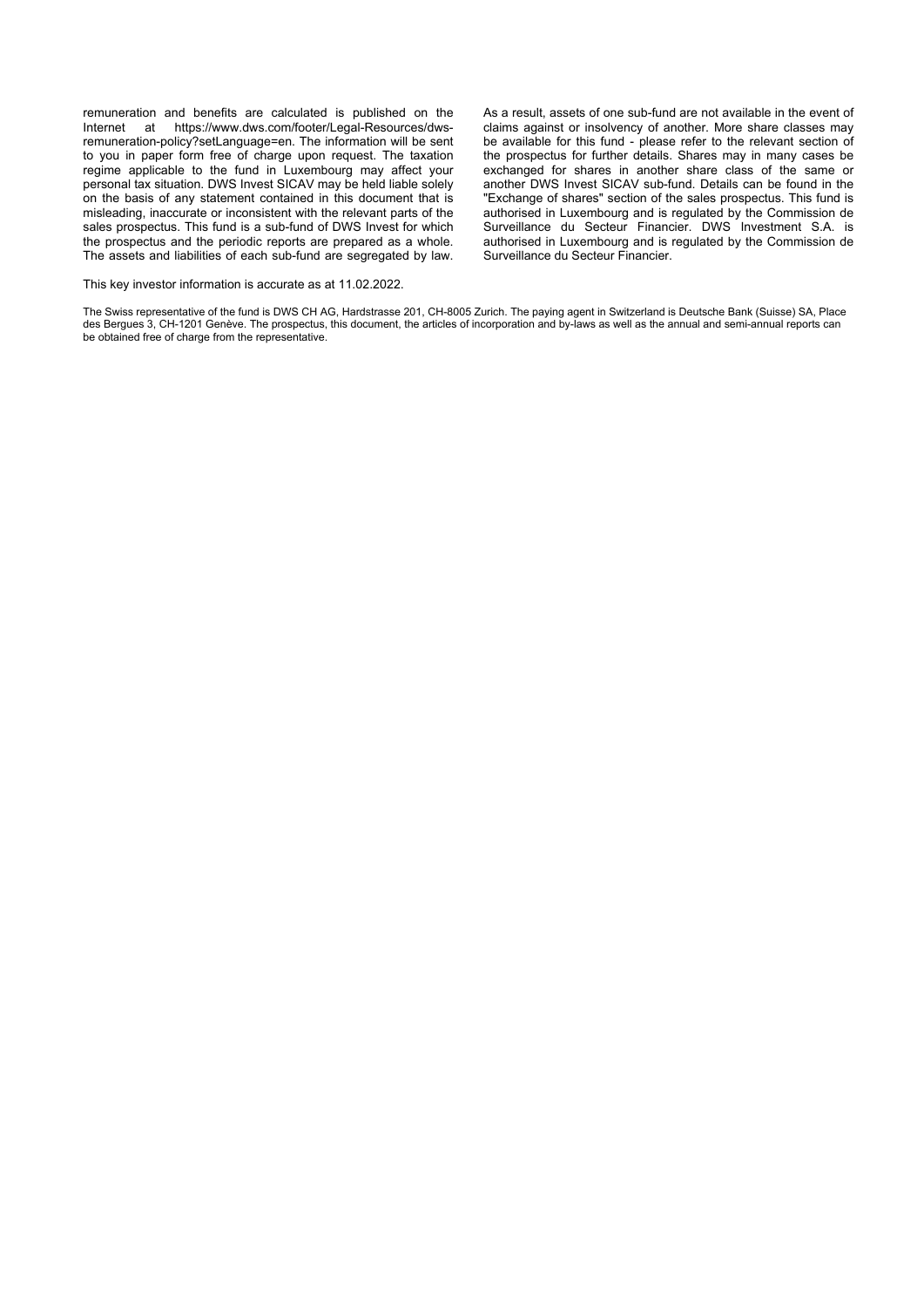remuneration and benefits are calculated is published on the Internet at https://www.dws.com/footer/Legal-Resources/dws-remuneration-policy?setLanguage=en. The information will be sent to you in paper form free of charge upon request. The taxation regime applicable to the fund in Luxembourg may affect your personal tax situation. DWS Invest SICAV may be held liable solely on the basis of any statement contained in this document that is misleading, inaccurate or inconsistent with the relevant parts of the sales prospectus. This fund is a sub-fund of DWS Invest for which the prospectus and the periodic reports are prepared as a whole. The assets and liabilities of each sub-fund are segregated by law. As a result, assets of one sub-fund are not available in the event of claims against or insolvency of another. More share classes may be available for this fund - please refer to the relevant section of the prospectus for further details. Shares may in many cases be exchanged for shares in another share class of the same or another DWS Invest SICAV sub-fund. Details can be found in the "Exchange of shares" section of the sales prospectus. This fund is authorised in Luxembourg and is regulated by the Commission de Surveillance du Secteur Financier. DWS Investment S.A. is authorised in Luxembourg and is regulated by the Commission de Surveillance du Secteur Financier.

This key investor information is accurate as at 11.02.2022.

The Swiss representative of the fund is DWS CH AG, Hardstrasse 201, CH-8005 Zurich. The paying agent in Switzerland is Deutsche Bank (Suisse) SA, Place des Bergues 3, CH-1201 Genève. The prospectus, this document, the articles of incorporation and by-laws as well as the annual and semi-annual reports can be obtained free of charge from the representative.